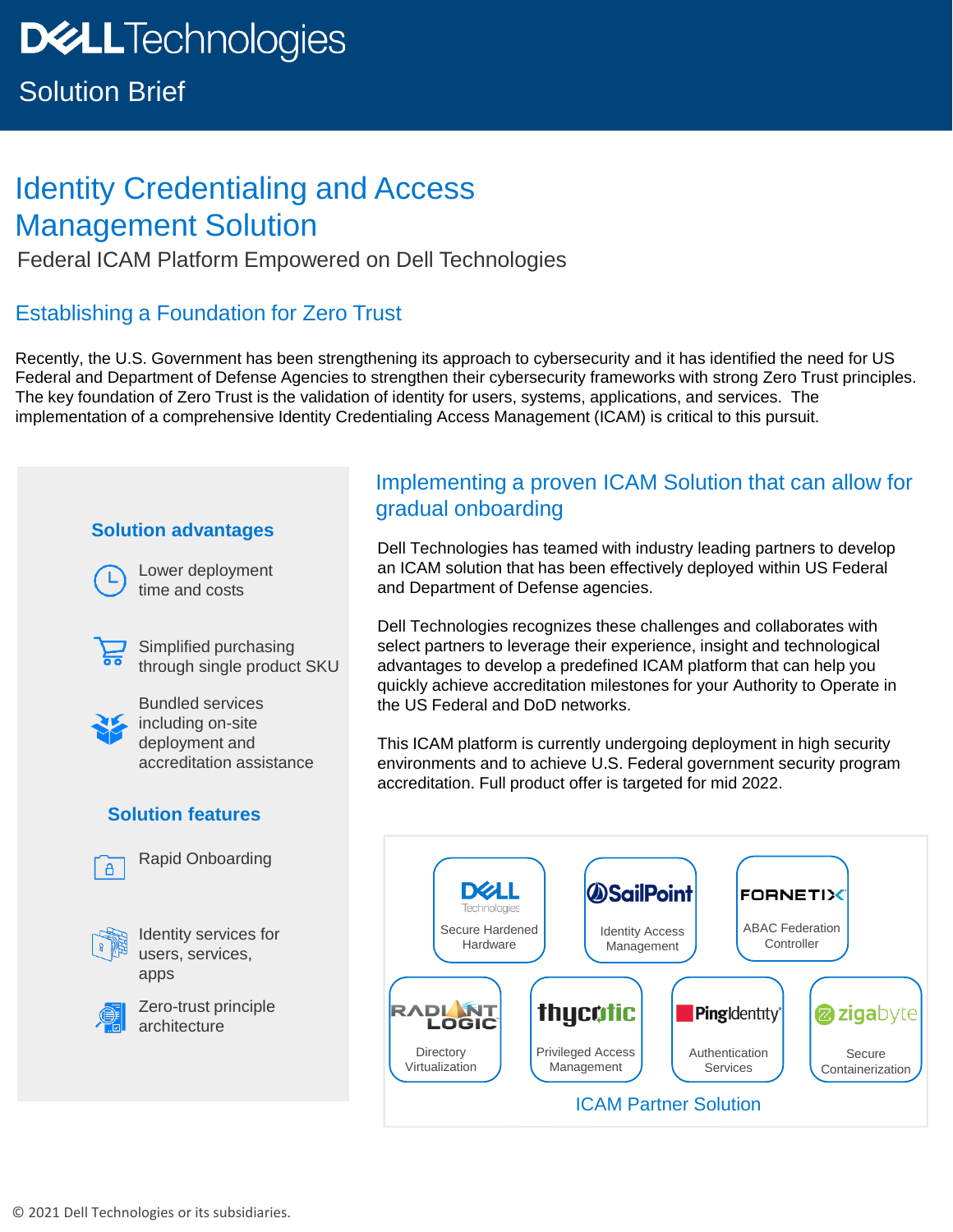Dell Technologies

Solution Brief

# Identity Credentialing and Access Management Solution

Federal ICAM Platform Empowered on Dell Technologies

## Establishing a Foundation for Zero Trust

Recently, the U.S. Government has been strengthening its approach to cybersecurity and it has identified the need for US Federal and Department of Defense Agencies to strengthen their cybersecurity frameworks with strong Zero Trust principles. The key foundation of Zero Trust is the validation of identity for users, systems, applications, and services. The implementation of a comprehensive Identity Credentialing Access Management (ICAM) is critical to this pursuit.

### Solution advantages

- Lower deployment time and costs
- Simplified purchasing through single product SKU
- Bundled services including on-site deployment and accreditation assistance

### Solution features

- Rapid Onboarding
- Identity services for users, services, apps
- Zero-trust principle architecture

## Implementing a proven ICAM Solution that can allow for gradual onboarding

Dell Technologies has teamed with industry leading partners to develop an ICAM solution that has been effectively deployed within US Federal and Department of Defense agencies.

Dell Technologies recognizes these challenges and collaborates with select partners to leverage their experience, insight and technological advantages to develop a predefined ICAM platform that can help you quickly achieve accreditation milestones for your Authority to Operate in the US Federal and DoD networks.

This ICAM platform is currently undergoing deployment in high security environments and to achieve U.S. Federal government security program accreditation. Full product offer is targeted for mid 2022.

- Dell Technologies – Secure Hardened Hardware
- SailPoint – Identity Access Management
- Fornetix – ABAC Federation Controller
- Radiant Logic – Directory Virtualization
- Thycotic – Privileged Access Management
- Ping Identity – Authentication Services
- Zigabyte – Secure Containerization

ICAM Partner Solution

© 2021 Dell Technologies or its subsidiaries.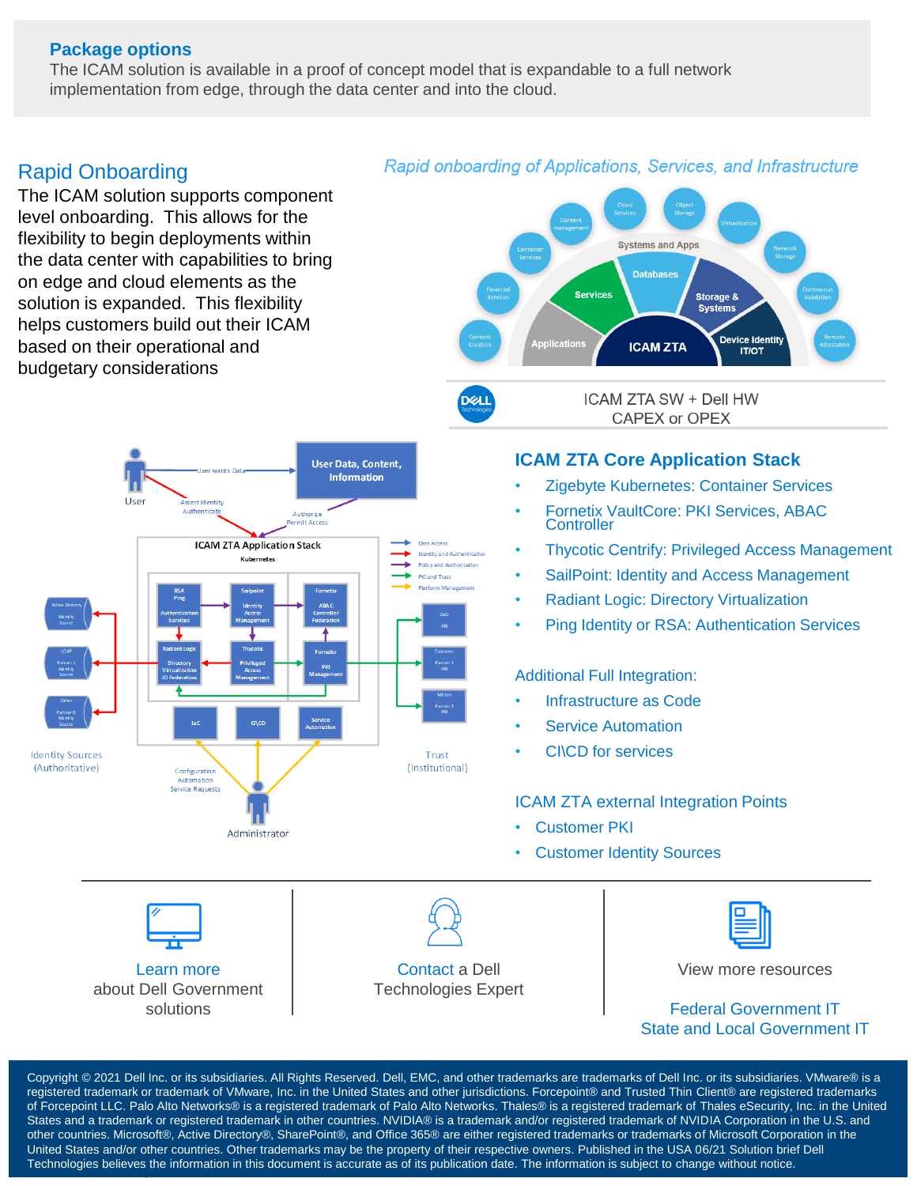## Package options

The ICAM solution is available in a proof of concept model that is expandable to a full network implementation from edge, through the data center and into the cloud.

## Rapid Onboarding

The ICAM solution supports component level onboarding. This allows for the flexibility to begin deployments within the data center with capabilities to bring on edge and cloud elements as the solution is expanded. This flexibility helps customers build out their ICAM based on their operational and budgetary considerations

*Rapid onboarding of Applications, Services, and Infrastructure*

Cloud Services
Object Storage
Content management
Virtualization
Container Services
Systems and Apps
Network Storage
Databases
Financial Services
Services
Storage & Systems
Continuous Validation
Content Creation
Applications
ICAM ZTA
Device Identity IT/OT
Remote Attestation

ICAM ZTA SW + Dell HW
CAPEX or OPEX

User
User wants Data
User Data, Content, Information
Assert Identity Authenticate
Authorize Permit Access
ICAM ZTA Application Stack
Kubernetes
Data Access
Identity and Authentication
Policy and Authorization
PKI and Trust
Platform Management
RSA Ping Authentication Services
Sailpoint Identity Access Management
Fornetix ABAC Controller Federation
Radiant Logic Directory Virtualization ID Federation
Thycotic Privileged Access Management
Fornetix PKI Management
IaC
CI\CD
Service Automation
Active Directory Identity Source
LDAP Partner 1 Identity Source
Other Partner N Identity Source
Identity Sources (Authoritative)
DoD PKI
Customer Partner 1 PKI
Micron Partner 2 PKI
Trust (Institutional)
Configuration Automation Service Requests
Administrator

## ICAM ZTA Core Application Stack

- Zigebyte Kubernetes: Container Services
- Fornetix VaultCore: PKI Services, ABAC Controller
- Thycotic Centrify: Privileged Access Management
- SailPoint: Identity and Access Management
- Radiant Logic: Directory Virtualization
- Ping Identity or RSA: Authentication Services

Additional Full Integration:

- Infrastructure as Code
- Service Automation
- CI\CD for services

ICAM ZTA external Integration Points

- Customer PKI
- Customer Identity Sources

Learn more about Dell Government solutions

Contact a Dell Technologies Expert

View more resources

Federal Government IT
State and Local Government IT

Copyright © 2021 Dell Inc. or its subsidiaries. All Rights Reserved. Dell, EMC, and other trademarks are trademarks of Dell Inc. or its subsidiaries. VMware® is a registered trademark or trademark of VMware, Inc. in the United States and other jurisdictions. Forcepoint® and Trusted Thin Client® are registered trademarks of Forcepoint LLC. Palo Alto Networks® is a registered trademark of Palo Alto Networks. Thales® is a registered trademark of Thales eSecurity, Inc. in the United States and a trademark or registered trademark in other countries. NVIDIA® is a trademark and/or registered trademark of NVIDIA Corporation in the U.S. and other countries. Microsoft®, Active Directory®, SharePoint®, and Office 365® are either registered trademarks or trademarks of Microsoft Corporation in the United States and/or other countries. Other trademarks may be the property of their respective owners. Published in the USA 06/21 Solution brief Dell Technologies believes the information in this document is accurate as of its publication date. The information is subject to change without notice.